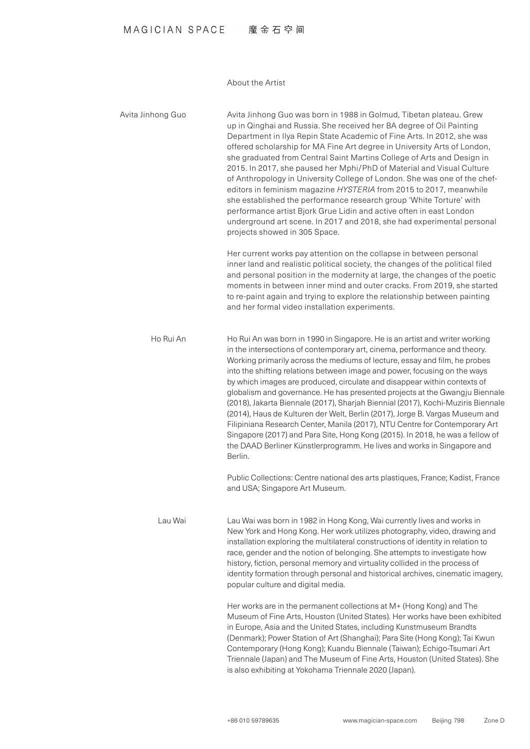## About the Artist

### Avita Jinhong Guo

Avita Jinhong Guo was born in 1988 in Golmud, Tibetan plateau. Grew up in Qinghai and Russia. She received her BA degree of Oil Painting Department in Ilya Repin State Academic of Fine Arts. In 2012, she was offered scholarship for MA Fine Art degree in University Arts of London, she graduated from Central Saint Martins College of Arts and Design in 2015. In 2017, she paused her Mphi/PhD of Material and Visual Culture of Anthropology in University College of London. She was one of the chef-editors in feminism magazine *HYSTERIA* from 2015 to 2017, meanwhile she established the performance research group 'White Torture' with performance artist Bjork Grue Lidin and active often in east London underground art scene. In 2017 and 2018, she had experimental personal projects showed in 305 Space.

Her current works pay attention on the collapse in between personal inner land and realistic political society, the changes of the political filed and personal position in the modernity at large, the changes of the poetic moments in between inner mind and outer cracks. From 2019, she started to re-paint again and trying to explore the relationship between painting and her formal video installation experiments.

### Ho Rui An

Ho Rui An was born in 1990 in Singapore. He is an artist and writer working in the intersections of contemporary art, cinema, performance and theory. Working primarily across the mediums of lecture, essay and film, he probes into the shifting relations between image and power, focusing on the ways by which images are produced, circulate and disappear within contexts of globalism and governance. He has presented projects at the Gwangju Biennale (2018), Jakarta Biennale (2017), Sharjah Biennial (2017), Kochi-Muziris Biennale (2014), Haus de Kulturen der Welt, Berlin (2017), Jorge B. Vargas Museum and Filipiniana Research Center, Manila (2017), NTU Centre for Contemporary Art Singapore (2017) and Para Site, Hong Kong (2015). In 2018, he was a fellow of the DAAD Berliner Künstlerprogramm. He lives and works in Singapore and Berlin.

Public Collections: Centre national des arts plastiques, France; Kadist, France and USA; Singapore Art Museum.

### Lau Wai

Lau Wai was born in 1982 in Hong Kong, Wai currently lives and works in New York and Hong Kong. Her work utilizes photography, video, drawing and installation exploring the multilateral constructions of identity in relation to race, gender and the notion of belonging. She attempts to investigate how history, fiction, personal memory and virtuality collided in the process of identity formation through personal and historical archives, cinematic imagery, popular culture and digital media.

Her works are in the permanent collections at M+ (Hong Kong) and The Museum of Fine Arts, Houston (United States). Her works have been exhibited in Europe, Asia and the United States, including Kunstmuseum Brandts (Denmark); Power Station of Art (Shanghai); Para Site (Hong Kong); Tai Kwun Contemporary (Hong Kong); Kuandu Biennale (Taiwan); Echigo-Tsumari Art Triennale (Japan) and The Museum of Fine Arts, Houston (United States). She is also exhibiting at Yokohama Triennale 2020 (Japan).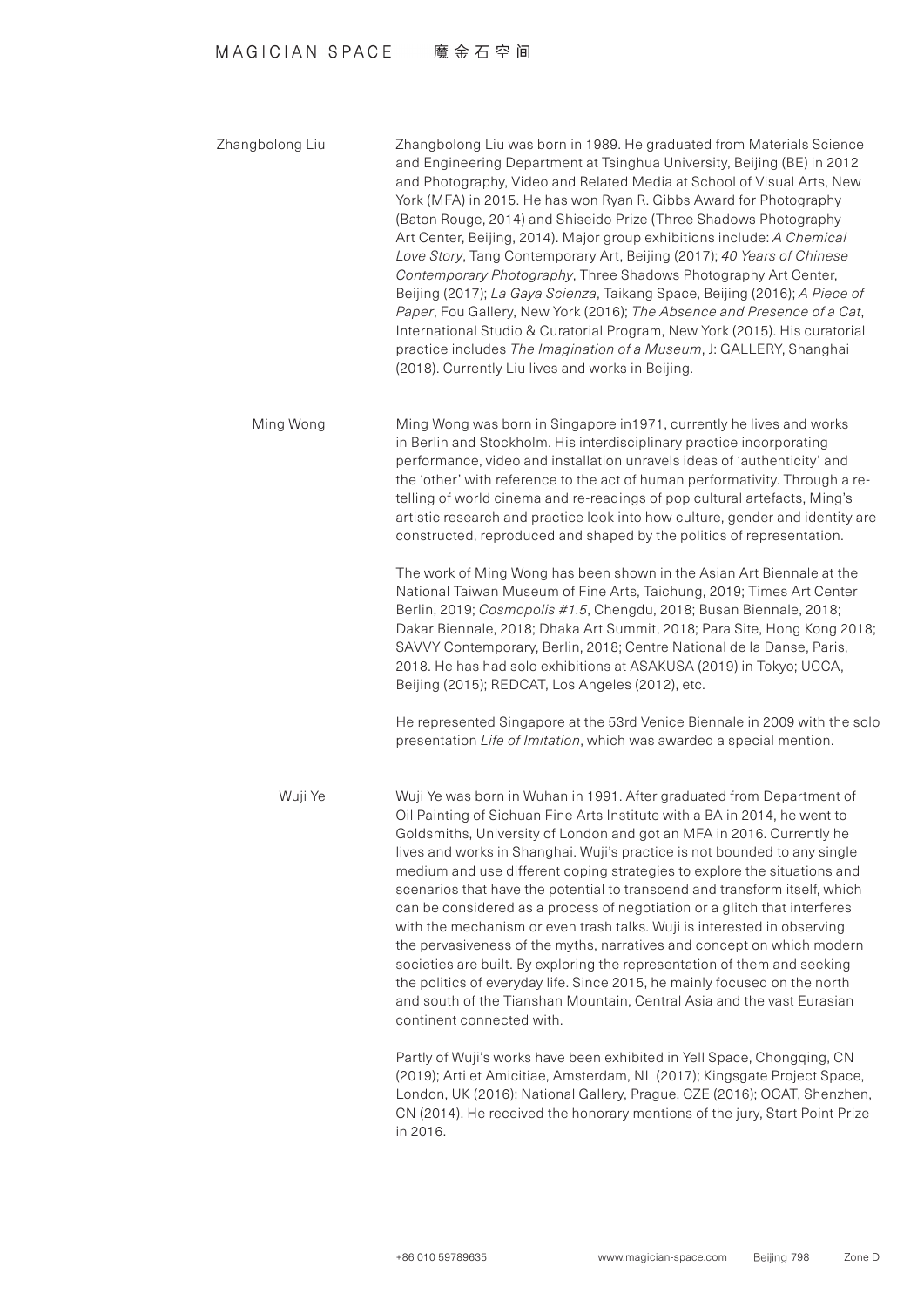**Zhangbolong Liu**

Zhangbolong Liu was born in 1989. He graduated from Materials Science and Engineering Department at Tsinghua University, Beijing (BE) in 2012 and Photography, Video and Related Media at School of Visual Arts, New York (MFA) in 2015. He has won Ryan R. Gibbs Award for Photography (Baton Rouge, 2014) and Shiseido Prize (Three Shadows Photography Art Center, Beijing, 2014). Major group exhibitions include: *A Chemical Love Story*, Tang Contemporary Art, Beijing (2017); *40 Years of Chinese Contemporary Photography*, Three Shadows Photography Art Center, Beijing (2017); *La Gaya Scienza*, Taikang Space, Beijing (2016); *A Piece of Paper*, Fou Gallery, New York (2016); *The Absence and Presence of a Cat*, International Studio & Curatorial Program, New York (2015). His curatorial practice includes *The Imagination of a Museum*, J: GALLERY, Shanghai (2018). Currently Liu lives and works in Beijing.

**Ming Wong**

Ming Wong was born in Singapore in1971, currently he lives and works in Berlin and Stockholm. His interdisciplinary practice incorporating performance, video and installation unravels ideas of 'authenticity' and the 'other' with reference to the act of human performativity. Through a re-telling of world cinema and re-readings of pop cultural artefacts, Ming's artistic research and practice look into how culture, gender and identity are constructed, reproduced and shaped by the politics of representation.

The work of Ming Wong has been shown in the Asian Art Biennale at the National Taiwan Museum of Fine Arts, Taichung, 2019; Times Art Center Berlin, 2019; *Cosmopolis #1.5*, Chengdu, 2018; Busan Biennale, 2018; Dakar Biennale, 2018; Dhaka Art Summit, 2018; Para Site, Hong Kong 2018; SAVVY Contemporary, Berlin, 2018; Centre National de la Danse, Paris, 2018. He has had solo exhibitions at ASAKUSA (2019) in Tokyo; UCCA, Beijing (2015); REDCAT, Los Angeles (2012), etc.

He represented Singapore at the 53rd Venice Biennale in 2009 with the solo presentation *Life of Imitation*, which was awarded a special mention.

**Wuji Ye**

Wuji Ye was born in Wuhan in 1991. After graduated from Department of Oil Painting of Sichuan Fine Arts Institute with a BA in 2014, he went to Goldsmiths, University of London and got an MFA in 2016. Currently he lives and works in Shanghai. Wuji's practice is not bounded to any single medium and use different coping strategies to explore the situations and scenarios that have the potential to transcend and transform itself, which can be considered as a process of negotiation or a glitch that interferes with the mechanism or even trash talks. Wuji is interested in observing the pervasiveness of the myths, narratives and concept on which modern societies are built. By exploring the representation of them and seeking the politics of everyday life. Since 2015, he mainly focused on the north and south of the Tianshan Mountain, Central Asia and the vast Eurasian continent connected with.

Partly of Wuji's works have been exhibited in Yell Space, Chongqing, CN (2019); Arti et Amicitiae, Amsterdam, NL (2017); Kingsgate Project Space, London, UK (2016); National Gallery, Prague, CZE (2016); OCAT, Shenzhen, CN (2014). He received the honorary mentions of the jury, Start Point Prize in 2016.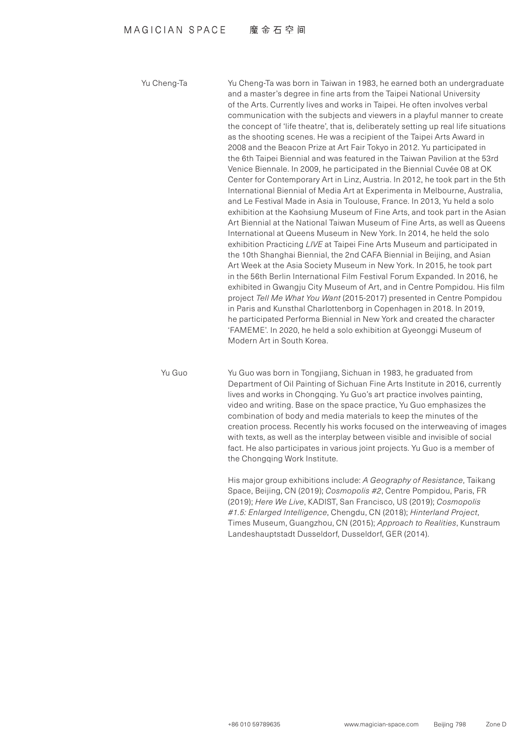**Yu Cheng-Ta**

Yu Cheng-Ta was born in Taiwan in 1983, he earned both an undergraduate and a master's degree in fine arts from the Taipei National University of the Arts. Currently lives and works in Taipei. He often involves verbal communication with the subjects and viewers in a playful manner to create the concept of 'life theatre', that is, deliberately setting up real life situations as the shooting scenes. He was a recipient of the Taipei Arts Award in 2008 and the Beacon Prize at Art Fair Tokyo in 2012. Yu participated in the 6th Taipei Biennial and was featured in the Taiwan Pavilion at the 53rd Venice Biennale. In 2009, he participated in the Biennial Cuvée 08 at OK Center for Contemporary Art in Linz, Austria. In 2012, he took part in the 5th International Biennial of Media Art at Experimenta in Melbourne, Australia, and Le Festival Made in Asia in Toulouse, France. In 2013, Yu held a solo exhibition at the Kaohsiung Museum of Fine Arts, and took part in the Asian Art Biennial at the National Taiwan Museum of Fine Arts, as well as Queens International at Queens Museum in New York. In 2014, he held the solo exhibition Practicing *LIVE* at Taipei Fine Arts Museum and participated in the 10th Shanghai Biennial, the 2nd CAFA Biennial in Beijing, and Asian Art Week at the Asia Society Museum in New York. In 2015, he took part in the 56th Berlin International Film Festival Forum Expanded. In 2016, he exhibited in Gwangju City Museum of Art, and in Centre Pompidou. His film project *Tell Me What You Want* (2015-2017) presented in Centre Pompidou in Paris and Kunsthal Charlottenborg in Copenhagen in 2018. In 2019, he participated Performa Biennial in New York and created the character 'FAMEME'. In 2020, he held a solo exhibition at Gyeonggi Museum of Modern Art in South Korea.

**Yu Guo**

Yu Guo was born in Tongjiang, Sichuan in 1983, he graduated from Department of Oil Painting of Sichuan Fine Arts Institute in 2016, currently lives and works in Chongqing. Yu Guo's art practice involves painting, video and writing. Base on the space practice, Yu Guo emphasizes the combination of body and media materials to keep the minutes of the creation process. Recently his works focused on the interweaving of images with texts, as well as the interplay between visible and invisible of social fact. He also participates in various joint projects. Yu Guo is a member of the Chongqing Work Institute.

His major group exhibitions include: *A Geography of Resistance*, Taikang Space, Beijing, CN (2019); *Cosmopolis #2*, Centre Pompidou, Paris, FR (2019); *Here We Live*, KADIST, San Francisco, US (2019); *Cosmopolis #1.5: Enlarged Intelligence*, Chengdu, CN (2018); *Hinterland Project*, Times Museum, Guangzhou, CN (2015); *Approach to Realities*, Kunstraum Landeshauptstadt Dusseldorf, Dusseldorf, GER (2014).